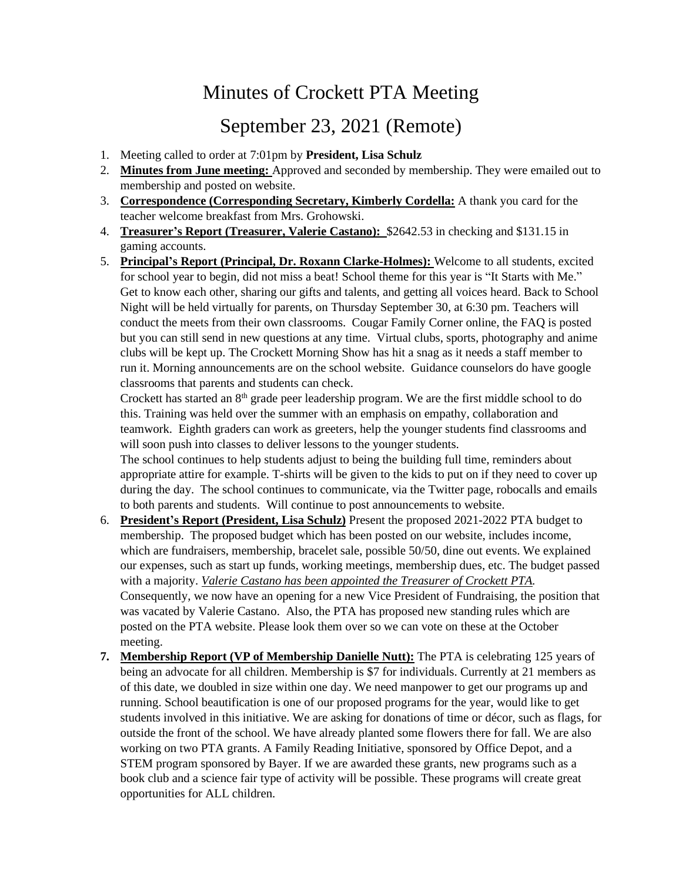# Minutes of Crockett PTA Meeting

## September 23, 2021 (Remote)

1. Meeting called to order at 7:01pm by **President, Lisa Schulz**
2. **Minutes from June meeting:** Approved and seconded by membership. They were emailed out to membership and posted on website.
3. **Correspondence (Corresponding Secretary, Kimberly Cordella:** A thank you card for the teacher welcome breakfast from Mrs. Grohowski.
4. **Treasurer's Report (Treasurer, Valerie Castano):** $2642.53 in checking and $131.15 in gaming accounts.
5. **Principal's Report (Principal, Dr. Roxann Clarke-Holmes):** Welcome to all students, excited for school year to begin, did not miss a beat! School theme for this year is "It Starts with Me." Get to know each other, sharing our gifts and talents, and getting all voices heard. Back to School Night will be held virtually for parents, on Thursday September 30, at 6:30 pm. Teachers will conduct the meets from their own classrooms. Cougar Family Corner online, the FAQ is posted but you can still send in new questions at any time. Virtual clubs, sports, photography and anime clubs will be kept up. The Crockett Morning Show has hit a snag as it needs a staff member to run it. Morning announcements are on the school website. Guidance counselors do have google classrooms that parents and students can check.

   Crockett has started an 8th grade peer leadership program. We are the first middle school to do this. Training was held over the summer with an emphasis on empathy, collaboration and teamwork. Eighth graders can work as greeters, help the younger students find classrooms and will soon push into classes to deliver lessons to the younger students.

   The school continues to help students adjust to being the building full time, reminders about appropriate attire for example. T-shirts will be given to the kids to put on if they need to cover up during the day. The school continues to communicate, via the Twitter page, robocalls and emails to both parents and students. Will continue to post announcements to website.
6. **President's Report (President, Lisa Schulz)** Present the proposed 2021-2022 PTA budget to membership. The proposed budget which has been posted on our website, includes income, which are fundraisers, membership, bracelet sale, possible 50/50, dine out events. We explained our expenses, such as start up funds, working meetings, membership dues, etc. The budget passed with a majority. *Valerie Castano has been appointed the Treasurer of Crockett PTA.* Consequently, we now have an opening for a new Vice President of Fundraising, the position that was vacated by Valerie Castano. Also, the PTA has proposed new standing rules which are posted on the PTA website. Please look them over so we can vote on these at the October meeting.
7. **Membership Report (VP of Membership Danielle Nutt):** The PTA is celebrating 125 years of being an advocate for all children. Membership is $7 for individuals. Currently at 21 members as of this date, we doubled in size within one day. We need manpower to get our programs up and running. School beautification is one of our proposed programs for the year, would like to get students involved in this initiative. We are asking for donations of time or décor, such as flags, for outside the front of the school. We have already planted some flowers there for fall. We are also working on two PTA grants. A Family Reading Initiative, sponsored by Office Depot, and a STEM program sponsored by Bayer. If we are awarded these grants, new programs such as a book club and a science fair type of activity will be possible. These programs will create great opportunities for ALL children.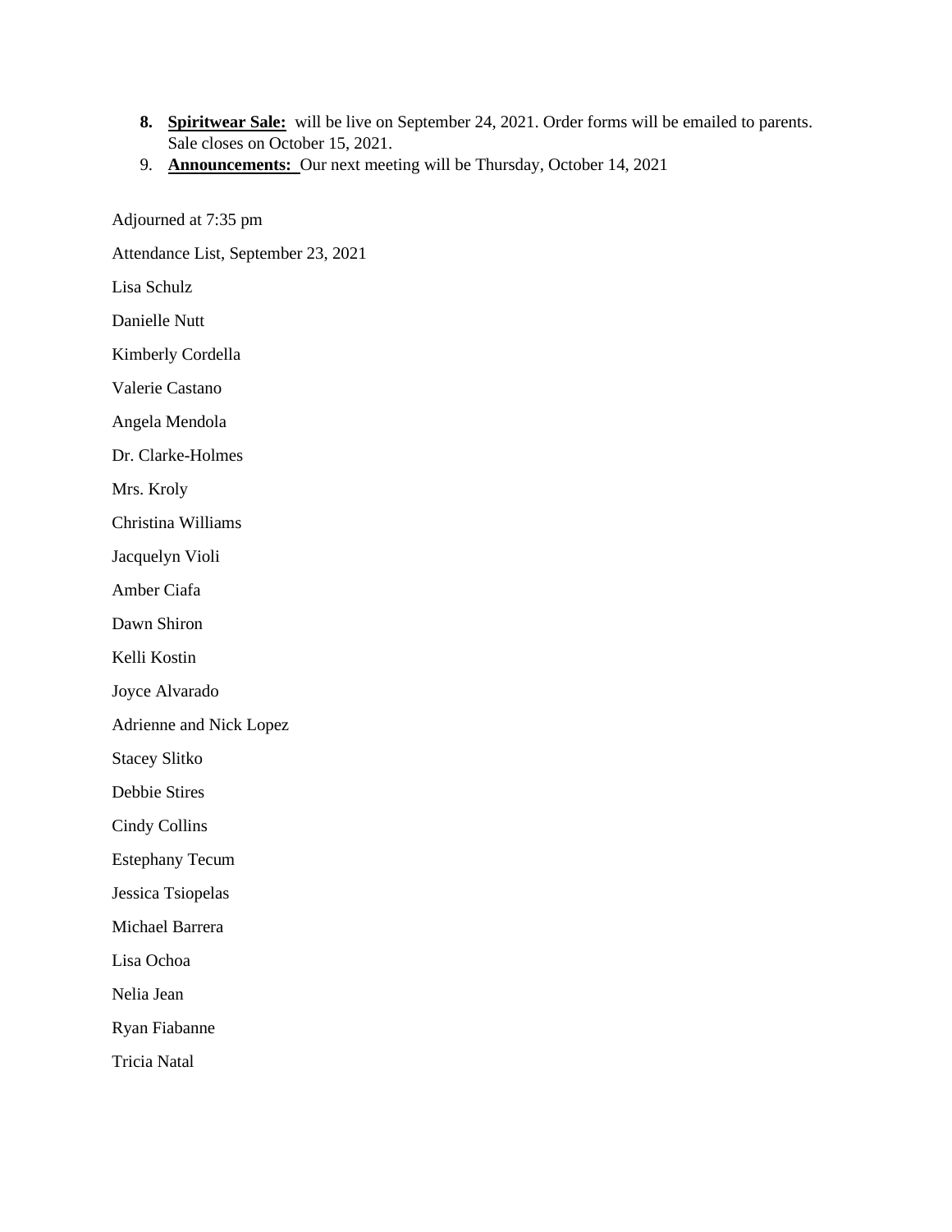8. **Spiritwear Sale:** will be live on September 24, 2021. Order forms will be emailed to parents. Sale closes on October 15, 2021.
9. **Announcements:** Our next meeting will be Thursday, October 14, 2021

Adjourned at 7:35 pm

Attendance List, September 23, 2021

Lisa Schulz

Danielle Nutt

Kimberly Cordella

Valerie Castano

Angela Mendola

Dr. Clarke-Holmes

Mrs. Kroly

Christina Williams

Jacquelyn Violi

Amber Ciafa

Dawn Shiron

Kelli Kostin

Joyce Alvarado

Adrienne and Nick Lopez

Stacey Slitko

Debbie Stires

Cindy Collins

Estephany Tecum

Jessica Tsiopelas

Michael Barrera

Lisa Ochoa

Nelia Jean

Ryan Fiabanne

Tricia Natal